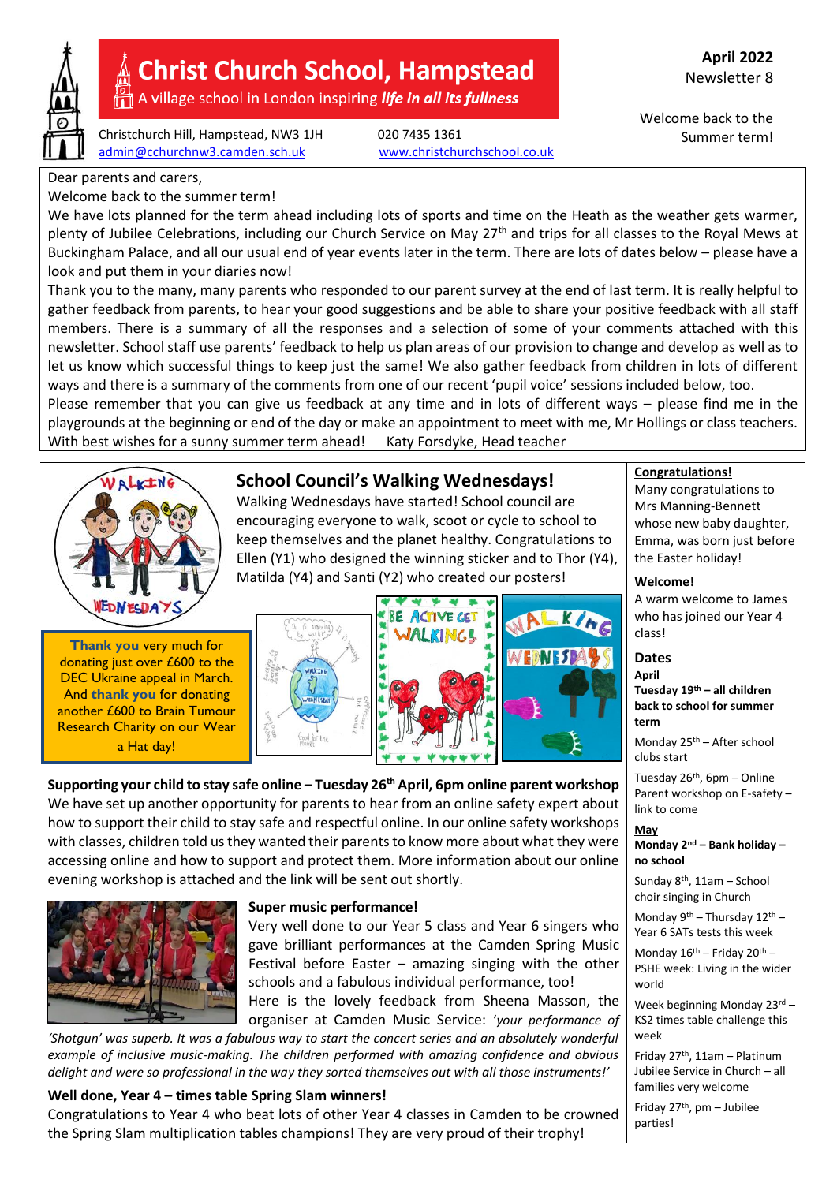# Christ Church School, Hampstead

A village school in London inspiring ***life in all its fullness***

Christchurch Hill, Hampstead, NW3 1JH
admin@cchurchnw3.camden.sch.uk

020 7435 1361
www.christchurchschool.co.uk

**April 2022**
Newsletter 8

Welcome back to the Summer term!

Dear parents and carers,

Welcome back to the summer term!

We have lots planned for the term ahead including lots of sports and time on the Heath as the weather gets warmer, plenty of Jubilee Celebrations, including our Church Service on May 27th and trips for all classes to the Royal Mews at Buckingham Palace, and all our usual end of year events later in the term. There are lots of dates below – please have a look and put them in your diaries now!

Thank you to the many, many parents who responded to our parent survey at the end of last term. It is really helpful to gather feedback from parents, to hear your good suggestions and be able to share your positive feedback with all staff members. There is a summary of all the responses and a selection of some of your comments attached with this newsletter. School staff use parents' feedback to help us plan areas of our provision to change and develop as well as to let us know which successful things to keep just the same! We also gather feedback from children in lots of different ways and there is a summary of the comments from one of our recent 'pupil voice' sessions included below, too.

Please remember that you can give us feedback at any time and in lots of different ways – please find me in the playgrounds at the beginning or end of the day or make an appointment to meet with me, Mr Hollings or class teachers.

With best wishes for a sunny summer term ahead!  Katy Forsdyke, Head teacher

## School Council's Walking Wednesdays!

Walking Wednesdays have started! School council are encouraging everyone to walk, scoot or cycle to school to keep themselves and the planet healthy. Congratulations to Ellen (Y1) who designed the winning sticker and to Thor (Y4), Matilda (Y4) and Santi (Y2) who created our posters!

**Thank you** very much for donating just over £600 to the DEC Ukraine appeal in March. And **thank you** for donating another £600 to Brain Tumour Research Charity on our Wear a Hat day!

**Supporting your child to stay safe online – Tuesday 26th April, 6pm online parent workshop**

We have set up another opportunity for parents to hear from an online safety expert about how to support their child to stay safe and respectful online. In our online safety workshops with classes, children told us they wanted their parents to know more about what they were accessing online and how to support and protect them. More information about our online evening workshop is attached and the link will be sent out shortly.

**Super music performance!**

Very well done to our Year 5 class and Year 6 singers who gave brilliant performances at the Camden Spring Music Festival before Easter – amazing singing with the other schools and a fabulous individual performance, too!

Here is the lovely feedback from Sheena Masson, the organiser at Camden Music Service: '*your performance of 'Shotgun' was superb. It was a fabulous way to start the concert series and an absolutely wonderful example of inclusive music-making. The children performed with amazing confidence and obvious delight and were so professional in the way they sorted themselves out with all those instruments!*'

**Well done, Year 4 – times table Spring Slam winners!**

Congratulations to Year 4 who beat lots of other Year 4 classes in Camden to be crowned the Spring Slam multiplication tables champions! They are very proud of their trophy!

**Congratulations!**

Many congratulations to Mrs Manning-Bennett whose new baby daughter, Emma, was born just before the Easter holiday!

**Welcome!**

A warm welcome to James who has joined our Year 4 class!

### Dates

**April**

**Tuesday 19th – all children back to school for summer term**

Monday 25th – After school clubs start

Tuesday 26th, 6pm – Online Parent workshop on E-safety – link to come

**May**

**Monday 2nd – Bank holiday – no school**

Sunday 8th, 11am – School choir singing in Church

Monday 9th – Thursday 12th – Year 6 SATs tests this week

Monday 16th – Friday 20th – PSHE week: Living in the wider world

Week beginning Monday 23rd – KS2 times table challenge this week

Friday 27th, 11am – Platinum Jubilee Service in Church – all families very welcome

Friday 27th, pm – Jubilee parties!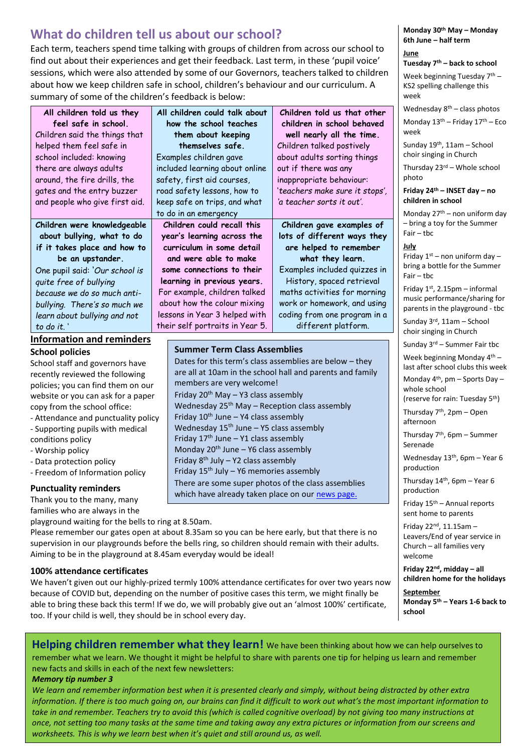## What do children tell us about our school?

Each term, teachers spend time talking with groups of children from across our school to find out about their experiences and get their feedback. Last term, in these 'pupil voice' sessions, which were also attended by some of our Governors, teachers talked to children about how we keep children safe in school, children's behaviour and our curriculum. A summary of some of the children's feedback is below:

| **All children told us they feel safe in school.** Children said the things that helped them feel safe in school included: knowing there are always adults around, the fire drills, the gates and the entry buzzer and people who give first aid. | **All children could talk about how the school teaches them about keeping themselves safe.** Examples children gave included learning about online safety, first aid courses, road safety lessons, how to keep safe on trips, and what to do in an emergency | **Children told us that other children in school behaved well nearly all the time.** Children talked postively about adults sorting things out if there was any inappropriate behaviour: '*teachers make sure it stops*', *'a teacher sorts it out'*. |
|---|---|---|
| **Children were knowledgeable about bullying, what to do if it takes place and how to be an upstander.** One pupil said: '*Our school is quite free of bullying because we do so much anti-bullying. There's so much we learn about bullying and not to do it.* ' | **Children could recall this year's learning across the curriculum in some detail and were able to make some connections to their learning in previous years.** For example, children talked about how the colour mixing lessons in Year 3 helped with their self portraits in Year 5. | **Children gave examples of lots of different ways they are helped to remember what they learn.** Examples included quizzes in History, spaced retrieval maths activities for morning work or homework, and using coding from one program in a different platform. |

## Information and reminders

### School policies

School staff and governors have recently reviewed the following policies; you can find them on our website or you can ask for a paper copy from the school office:

- Attendance and punctuality policy
- Supporting pupils with medical conditions policy
- Worship policy
- Data protection policy
- Freedom of Information policy

### Summer Term Class Assemblies

Dates for this term's class assemblies are below – they are all at 10am in the school hall and parents and family members are very welcome!

Friday 20th May – Y3 class assembly
Wednesday 25th May – Reception class assembly
Friday 10th June – Y4 class assembly
Wednesday 15th June – Y5 class assembly
Friday 17th June – Y1 class assembly
Monday 20th June – Y6 class assembly
Friday 8th July – Y2 class assembly
Friday 15th July – Y6 memories assembly

There are some super photos of the class assemblies which have already taken place on our news page.

### Punctuality reminders

Thank you to the many, many families who are always in the playground waiting for the bells to ring at 8.50am.

Please remember our gates open at about 8.35am so you can be here early, but that there is no supervision in our playgrounds before the bells ring, so children should remain with their adults. Aiming to be in the playground at 8.45am everyday would be ideal!

### 100% attendance certificates

We haven't given out our highly-prized termly 100% attendance certificates for over two years now because of COVID but, depending on the number of positive cases this term, we might finally be able to bring these back this term! If we do, we will probably give out an 'almost 100%' certificate, too. If your child is well, they should be in school every day.

**Monday 30th May – Monday 6th June – half term**

**June**

**Tuesday 7th – back to school**

Week beginning Tuesday 7th – KS2 spelling challenge this week

Wednesday 8th – class photos

Monday 13th – Friday 17th – Eco week

Sunday 19th, 11am – School choir singing in Church

Thursday 23rd – Whole school photo

**Friday 24th – INSET day – no children in school**

Monday 27th – non uniform day – bring a toy for the Summer Fair – tbc

**July**

Friday 1st – non uniform day – bring a bottle for the Summer Fair – tbc

Friday 1st, 2.15pm – informal music performance/sharing for parents in the playground - tbc

Sunday 3rd, 11am – School choir singing in Church

Sunday 3rd – Summer Fair tbc

Week beginning Monday 4th – last after school clubs this week

Monday 4th, pm – Sports Day – whole school (reserve for rain: Tuesday 5th)

Thursday 7th, 2pm – Open afternoon

Thursday 7th, 6pm – Summer Serenade

Wednesday 13th, 6pm – Year 6 production

Thursday 14th, 6pm – Year 6 production

Friday 15th – Annual reports sent home to parents

Friday 22nd, 11.15am – Leavers/End of year service in Church – all families very welcome

**Friday 22nd, midday – all children home for the holidays**

**September**

**Monday 5th – Years 1-6 back to school**

## Helping children remember what they learn!

We have been thinking about how we can help ourselves to remember what we learn. We thought it might be helpful to share with parents one tip for helping us learn and remember new facts and skills in each of the next few newsletters:

***Memory tip number 3***

*We learn and remember information best when it is presented clearly and simply, without being distracted by other extra information. If there is too much going on, our brains can find it difficult to work out what's the most important information to take in and remember. Teachers try to avoid this (which is called cognitive overload) by not giving too many instructions at once, not setting too many tasks at the same time and taking away any extra pictures or information from our screens and worksheets. This is why we learn best when it's quiet and still around us, as well.*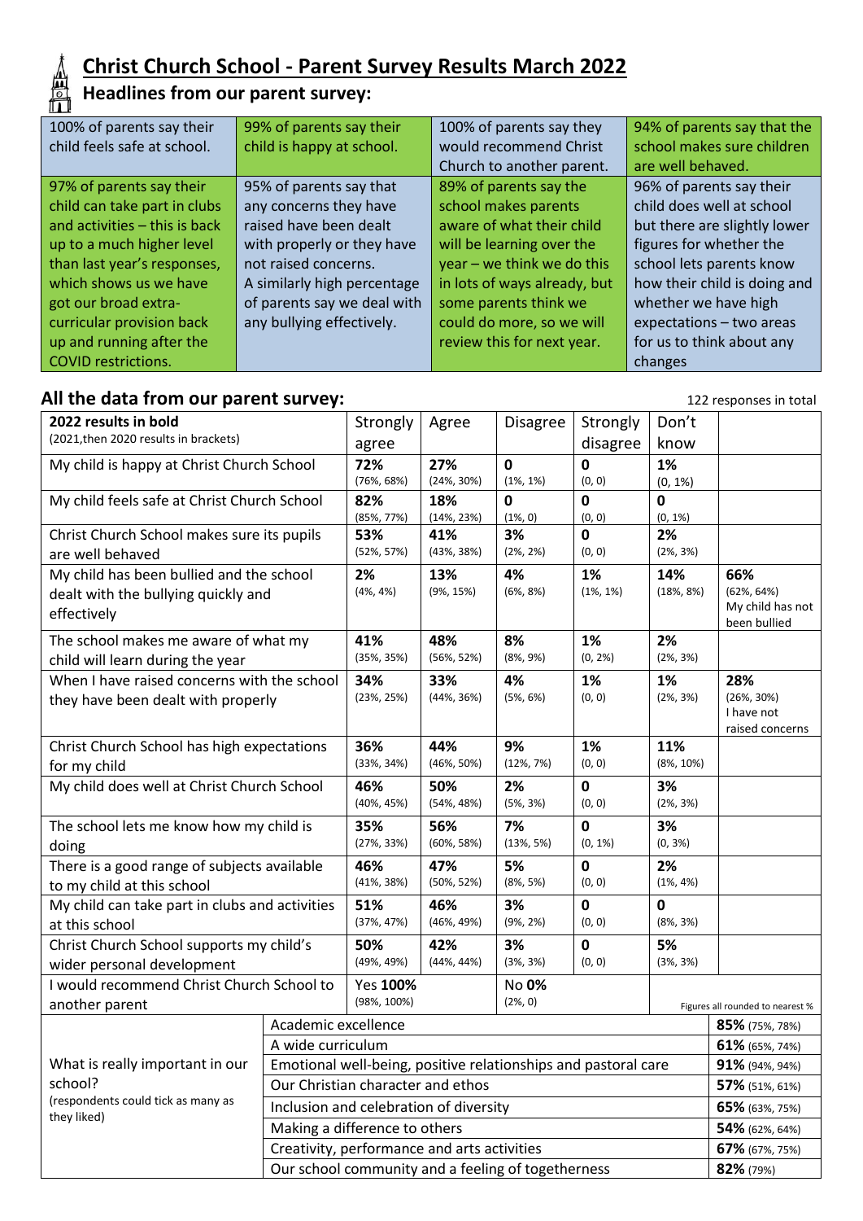# Christ Church School - Parent Survey Results March 2022

## Headlines from our parent survey:

| | | | |
|---|---|---|---|
| 100% of parents say their child feels safe at school. | 99% of parents say their child is happy at school. | 100% of parents say they would recommend Christ Church to another parent. | 94% of parents say that the school makes sure children are well behaved. |
| 97% of parents say their child can take part in clubs and activities – this is back up to a much higher level than last year's responses, which shows us we have got our broad extra-curricular provision back up and running after the COVID restrictions. | 95% of parents say that any concerns they have raised have been dealt with properly or they have not raised concerns. A similarly high percentage of parents say we deal with any bullying effectively. | 89% of parents say the school makes parents aware of what their child will be learning over the year – we think we do this in lots of ways already, but some parents think we could do more, so we will review this for next year. | 96% of parents say their child does well at school but there are slightly lower figures for whether the school lets parents know how their child is doing and whether we have high expectations – two areas for us to think about any changes |

## All the data from our parent survey:

122 responses in total

| 2022 results in bold (2021, then 2020 results in brackets) | Strongly agree | Agree | Disagree | Strongly disagree | Don't know | |
|---|---|---|---|---|---|---|
| My child is happy at Christ Church School | **72%** (76%, 68%) | **27%** (24%, 30%) | **0** (1%, 1%) | **0** (0, 0) | **1%** (0, 1%) | |
| My child feels safe at Christ Church School | **82%** (85%, 77%) | **18%** (14%, 23%) | **0** (1%, 0) | **0** (0, 0) | **0** (0, 1%) | |
| Christ Church School makes sure its pupils are well behaved | **53%** (52%, 57%) | **41%** (43%, 38%) | **3%** (2%, 2%) | **0** (0, 0) | **2%** (2%, 3%) | |
| My child has been bullied and the school dealt with the bullying quickly and effectively | **2%** (4%, 4%) | **13%** (9%, 15%) | **4%** (6%, 8%) | **1%** (1%, 1%) | **14%** (18%, 8%) | **66%** (62%, 64%) My child has not been bullied |
| The school makes me aware of what my child will learn during the year | **41%** (35%, 35%) | **48%** (56%, 52%) | **8%** (8%, 9%) | **1%** (0, 2%) | **2%** (2%, 3%) | |
| When I have raised concerns with the school they have been dealt with properly | **34%** (23%, 25%) | **33%** (44%, 36%) | **4%** (5%, 6%) | **1%** (0, 0) | **1%** (2%, 3%) | **28%** (26%, 30%) I have not raised concerns |
| Christ Church School has high expectations for my child | **36%** (33%, 34%) | **44%** (46%, 50%) | **9%** (12%, 7%) | **1%** (0, 0) | **11%** (8%, 10%) | |
| My child does well at Christ Church School | **46%** (40%, 45%) | **50%** (54%, 48%) | **2%** (5%, 3%) | **0** (0, 0) | **3%** (2%, 3%) | |
| The school lets me know how my child is doing | **35%** (27%, 33%) | **56%** (60%, 58%) | **7%** (13%, 5%) | **0** (0, 1%) | **3%** (0, 3%) | |
| There is a good range of subjects available to my child at this school | **46%** (41%, 38%) | **47%** (50%, 52%) | **5%** (8%, 5%) | **0** (0, 0) | **2%** (1%, 4%) | |
| My child can take part in clubs and activities at this school | **51%** (37%, 47%) | **46%** (46%, 49%) | **3%** (9%, 2%) | **0** (0, 0) | **0** (8%, 3%) | |
| Christ Church School supports my child's wider personal development | **50%** (49%, 49%) | **42%** (44%, 44%) | **3%** (3%, 3%) | **0** (0, 0) | **5%** (3%, 3%) | |
| I would recommend Christ Church School to another parent | Yes **100%** (98%, 100%) | | No **0%** (2%, 0) | | | Figures all rounded to nearest % |

| What is really important in our school? (respondents could tick as many as they liked) | | |
|---|---|---|
| | Academic excellence | **85%** (75%, 78%) |
| | A wide curriculum | **61%** (65%, 74%) |
| | Emotional well-being, positive relationships and pastoral care | **91%** (94%, 94%) |
| | Our Christian character and ethos | **57%** (51%, 61%) |
| | Inclusion and celebration of diversity | **65%** (63%, 75%) |
| | Making a difference to others | **54%** (62%, 64%) |
| | Creativity, performance and arts activities | **67%** (67%, 75%) |
| | Our school community and a feeling of togetherness | **82%** (79%) |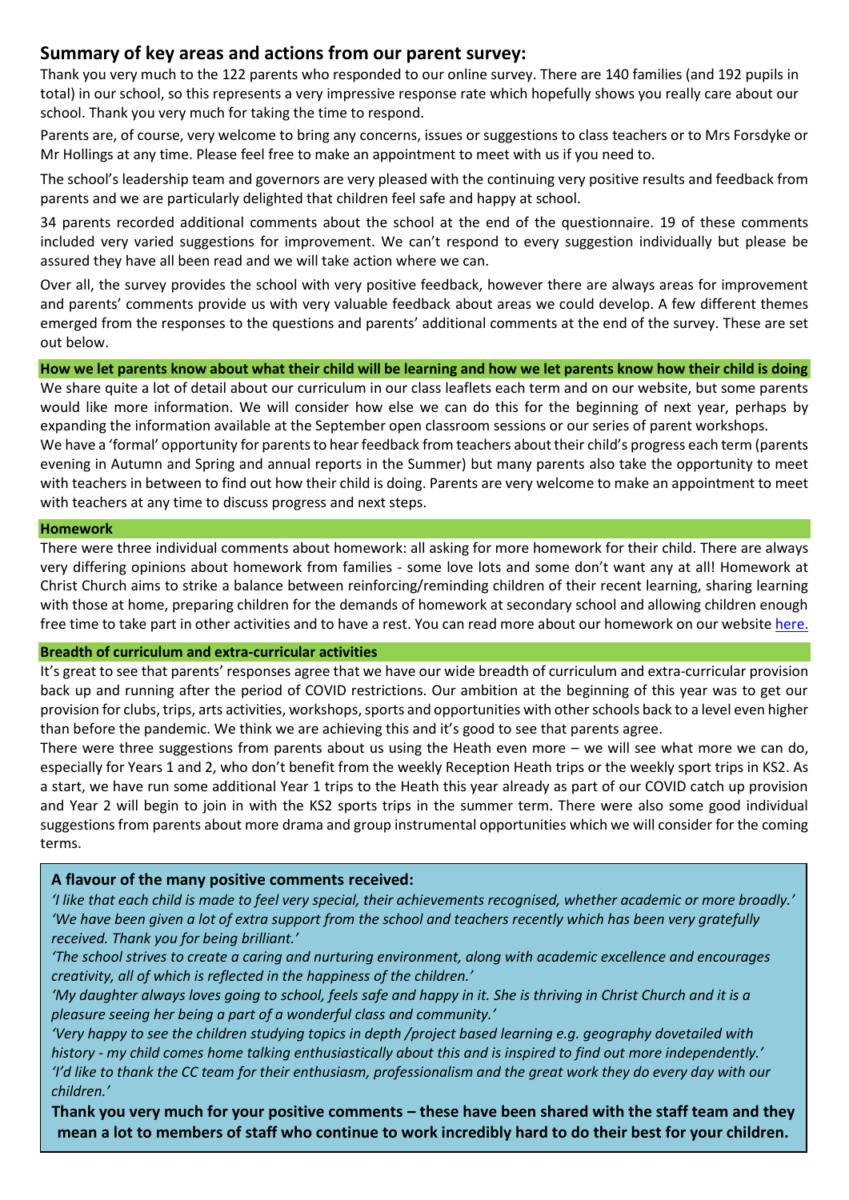## Summary of key areas and actions from our parent survey:

Thank you very much to the 122 parents who responded to our online survey. There are 140 families (and 192 pupils in total) in our school, so this represents a very impressive response rate which hopefully shows you really care about our school. Thank you very much for taking the time to respond.

Parents are, of course, very welcome to bring any concerns, issues or suggestions to class teachers or to Mrs Forsdyke or Mr Hollings at any time. Please feel free to make an appointment to meet with us if you need to.

The school's leadership team and governors are very pleased with the continuing very positive results and feedback from parents and we are particularly delighted that children feel safe and happy at school.

34 parents recorded additional comments about the school at the end of the questionnaire. 19 of these comments included very varied suggestions for improvement. We can't respond to every suggestion individually but please be assured they have all been read and we will take action where we can.

Over all, the survey provides the school with very positive feedback, however there are always areas for improvement and parents' comments provide us with very valuable feedback about areas we could develop. A few different themes emerged from the responses to the questions and parents' additional comments at the end of the survey. These are set out below.

### How we let parents know about what their child will be learning and how we let parents know how their child is doing

We share quite a lot of detail about our curriculum in our class leaflets each term and on our website, but some parents would like more information. We will consider how else we can do this for the beginning of next year, perhaps by expanding the information available at the September open classroom sessions or our series of parent workshops.

We have a 'formal' opportunity for parents to hear feedback from teachers about their child's progress each term (parents evening in Autumn and Spring and annual reports in the Summer) but many parents also take the opportunity to meet with teachers in between to find out how their child is doing. Parents are very welcome to make an appointment to meet with teachers at any time to discuss progress and next steps.

### Homework

There were three individual comments about homework: all asking for more homework for their child. There are always very differing opinions about homework from families - some love lots and some don't want any at all! Homework at Christ Church aims to strike a balance between reinforcing/reminding children of their recent learning, sharing learning with those at home, preparing children for the demands of homework at secondary school and allowing children enough free time to take part in other activities and to have a rest. You can read more about our homework on our website here.

### Breadth of curriculum and extra-curricular activities

It's great to see that parents' responses agree that we have our wide breadth of curriculum and extra-curricular provision back up and running after the period of COVID restrictions. Our ambition at the beginning of this year was to get our provision for clubs, trips, arts activities, workshops, sports and opportunities with other schools back to a level even higher than before the pandemic. We think we are achieving this and it's good to see that parents agree.

There were three suggestions from parents about us using the Heath even more – we will see what more we can do, especially for Years 1 and 2, who don't benefit from the weekly Reception Heath trips or the weekly sport trips in KS2. As a start, we have run some additional Year 1 trips to the Heath this year already as part of our COVID catch up provision and Year 2 will begin to join in with the KS2 sports trips in the summer term. There were also some good individual suggestions from parents about more drama and group instrumental opportunities which we will consider for the coming terms.

**A flavour of the many positive comments received:**

*'I like that each child is made to feel very special, their achievements recognised, whether academic or more broadly.'*
*'We have been given a lot of extra support from the school and teachers recently which has been very gratefully received. Thank you for being brilliant.'*
*'The school strives to create a caring and nurturing environment, along with academic excellence and encourages creativity, all of which is reflected in the happiness of the children.'*
*'My daughter always loves going to school, feels safe and happy in it. She is thriving in Christ Church and it is a pleasure seeing her being a part of a wonderful class and community.'*
*'Very happy to see the children studying topics in depth /project based learning e.g. geography dovetailed with history - my child comes home talking enthusiastically about this and is inspired to find out more independently.'*
*'I'd like to thank the CC team for their enthusiasm, professionalism and the great work they do every day with our children.'*

**Thank you very much for your positive comments – these have been shared with the staff team and they mean a lot to members of staff who continue to work incredibly hard to do their best for your children.**